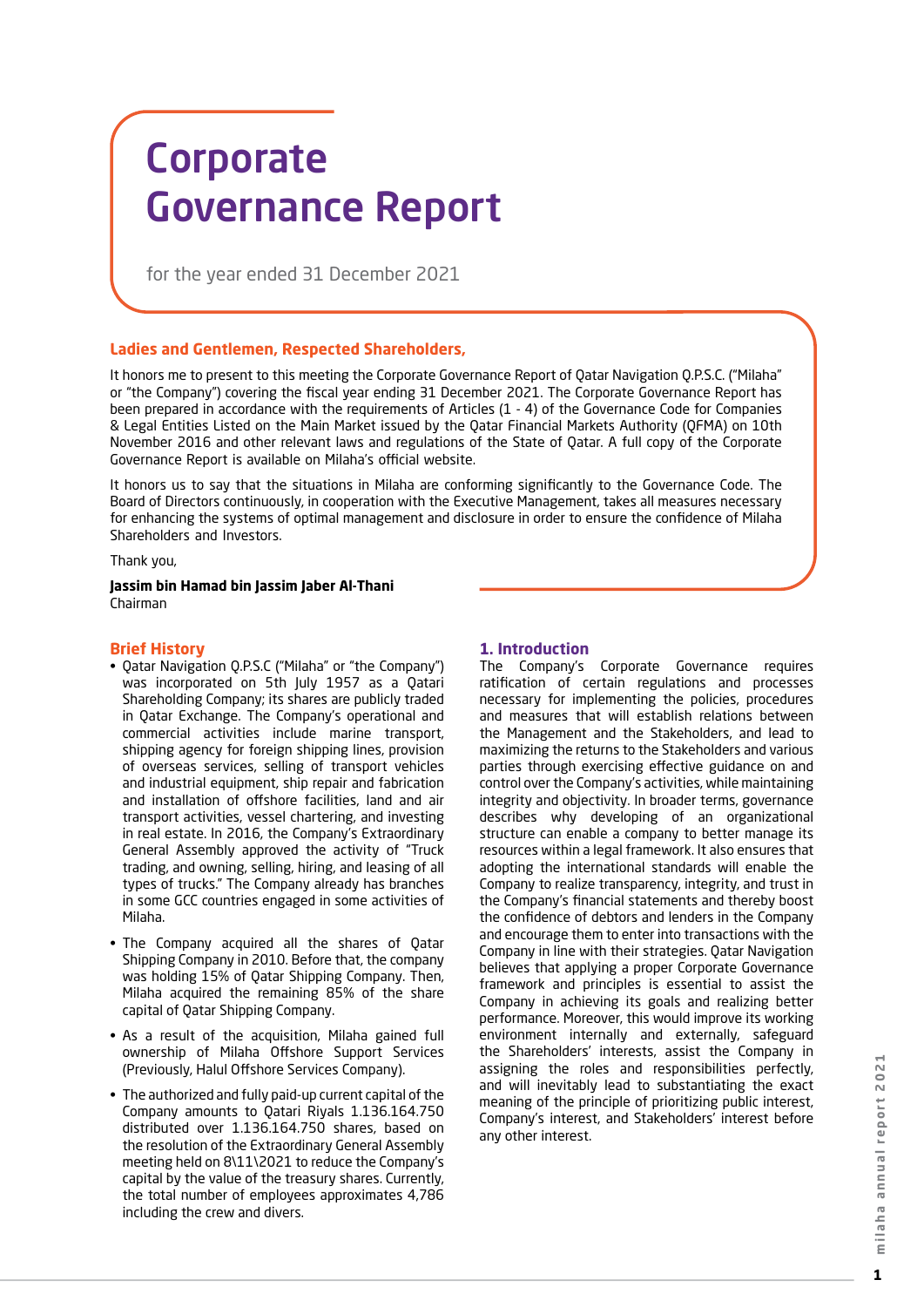# Corporate Governance Report

for the year ended 31 December 2021

**Ladies and Gentlemen, Respected Shareholders,**

It honors me to present to this meeting the Corporate Governance Report of Qatar Navigation Q.P.S.C. ("Milaha" or "the Company") covering the fiscal year ending 31 December 2021. The Corporate Governance Report has been prepared in accordance with the requirements of Articles (1 - 4) of the Governance Code for Companies & Legal Entities Listed on the Main Market issued by the Qatar Financial Markets Authority (QFMA) on 10th November 2016 and other relevant laws and regulations of the State of Qatar. A full copy of the Corporate Governance Report is available on Milaha's official website.

It honors us to say that the situations in Milaha are conforming significantly to the Governance Code. The Board of Directors continuously, in cooperation with the Executive Management, takes all measures necessary for enhancing the systems of optimal management and disclosure in order to ensure the confidence of Milaha Shareholders and Investors.

Thank you,

**Jassim bin Hamad bin Jassim Jaber Al-Thani**
Chairman

## Brief History

- Qatar Navigation Q.P.S.C ("Milaha" or "the Company") was incorporated on 5th July 1957 as a Qatari Shareholding Company; its shares are publicly traded in Qatar Exchange. The Company's operational and commercial activities include marine transport, shipping agency for foreign shipping lines, provision of overseas services, selling of transport vehicles and industrial equipment, ship repair and fabrication and installation of offshore facilities, land and air transport activities, vessel chartering, and investing in real estate. In 2016, the Company's Extraordinary General Assembly approved the activity of "Truck trading, and owning, selling, hiring, and leasing of all types of trucks." The Company already has branches in some GCC countries engaged in some activities of Milaha.
- The Company acquired all the shares of Qatar Shipping Company in 2010. Before that, the company was holding 15% of Qatar Shipping Company. Then, Milaha acquired the remaining 85% of the share capital of Qatar Shipping Company.
- As a result of the acquisition, Milaha gained full ownership of Milaha Offshore Support Services (Previously, Halul Offshore Services Company).
- The authorized and fully paid-up current capital of the Company amounts to Qatari Riyals 1.136.164.750 distributed over 1.136.164.750 shares, based on the resolution of the Extraordinary General Assembly meeting held on 8\11\2021 to reduce the Company's capital by the value of the treasury shares. Currently, the total number of employees approximates 4,786 including the crew and divers.

## 1. Introduction

The Company's Corporate Governance requires ratification of certain regulations and processes necessary for implementing the policies, procedures and measures that will establish relations between the Management and the Stakeholders, and lead to maximizing the returns to the Stakeholders and various parties through exercising effective guidance on and control over the Company's activities, while maintaining integrity and objectivity. In broader terms, governance describes why developing of an organizational structure can enable a company to better manage its resources within a legal framework. It also ensures that adopting the international standards will enable the Company to realize transparency, integrity, and trust in the Company's financial statements and thereby boost the confidence of debtors and lenders in the Company and encourage them to enter into transactions with the Company in line with their strategies. Qatar Navigation believes that applying a proper Corporate Governance framework and principles is essential to assist the Company in achieving its goals and realizing better performance. Moreover, this would improve its working environment internally and externally, safeguard the Shareholders' interests, assist the Company in assigning the roles and responsibilities perfectly, and will inevitably lead to substantiating the exact meaning of the principle of prioritizing public interest, Company's interest, and Stakeholders' interest before any other interest.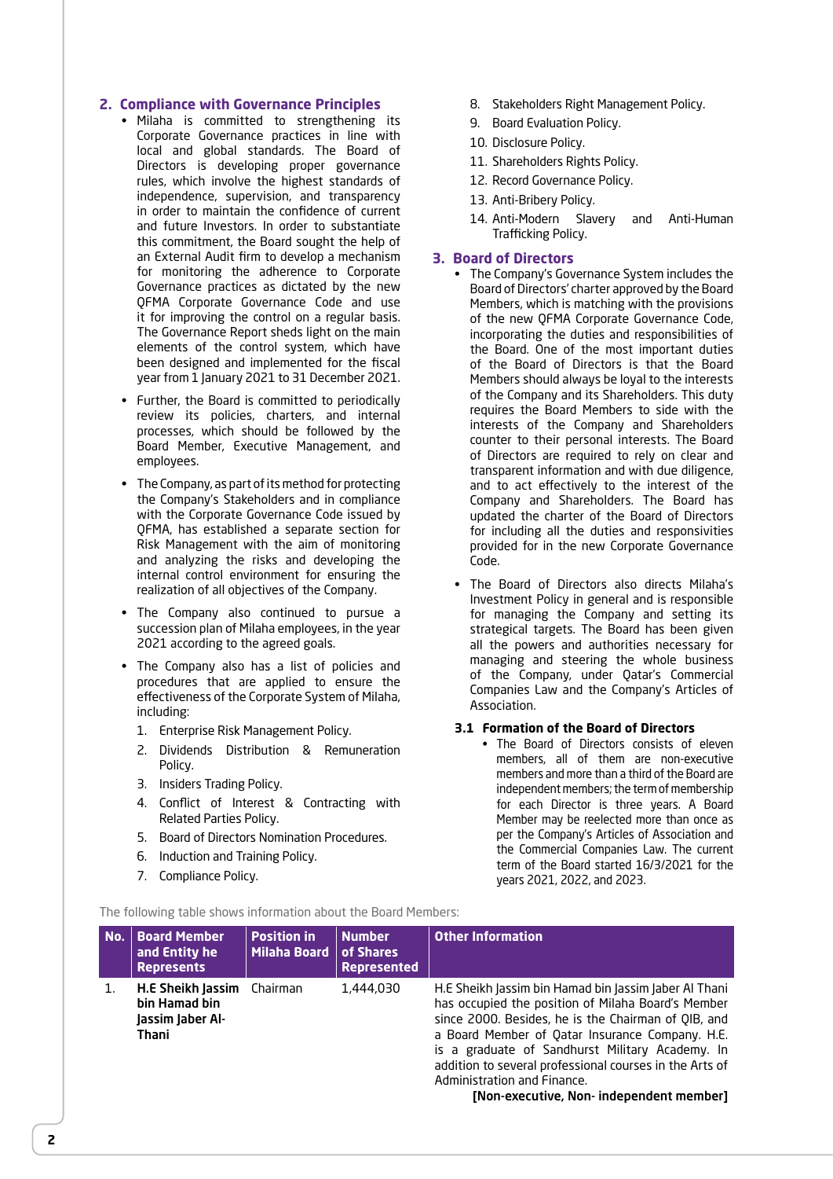## 2. Compliance with Governance Principles

- Milaha is committed to strengthening its Corporate Governance practices in line with local and global standards. The Board of Directors is developing proper governance rules, which involve the highest standards of independence, supervision, and transparency in order to maintain the confidence of current and future Investors. In order to substantiate this commitment, the Board sought the help of an External Audit firm to develop a mechanism for monitoring the adherence to Corporate Governance practices as dictated by the new QFMA Corporate Governance Code and use it for improving the control on a regular basis. The Governance Report sheds light on the main elements of the control system, which have been designed and implemented for the fiscal year from 1 January 2021 to 31 December 2021.
- Further, the Board is committed to periodically review its policies, charters, and internal processes, which should be followed by the Board Member, Executive Management, and employees.
- The Company, as part of its method for protecting the Company's Stakeholders and in compliance with the Corporate Governance Code issued by QFMA, has established a separate section for Risk Management with the aim of monitoring and analyzing the risks and developing the internal control environment for ensuring the realization of all objectives of the Company.
- The Company also continued to pursue a succession plan of Milaha employees, in the year 2021 according to the agreed goals.
- The Company also has a list of policies and procedures that are applied to ensure the effectiveness of the Corporate System of Milaha, including:
  1. Enterprise Risk Management Policy.
  2. Dividends Distribution & Remuneration Policy.
  3. Insiders Trading Policy.
  4. Conflict of Interest & Contracting with Related Parties Policy.
  5. Board of Directors Nomination Procedures.
  6. Induction and Training Policy.
  7. Compliance Policy.
  8. Stakeholders Right Management Policy.
  9. Board Evaluation Policy.
  10. Disclosure Policy.
  11. Shareholders Rights Policy.
  12. Record Governance Policy.
  13. Anti-Bribery Policy.
  14. Anti-Modern Slavery and Anti-Human Trafficking Policy.

## 3. Board of Directors

- The Company's Governance System includes the Board of Directors' charter approved by the Board Members, which is matching with the provisions of the new QFMA Corporate Governance Code, incorporating the duties and responsibilities of the Board. One of the most important duties of the Board of Directors is that the Board Members should always be loyal to the interests of the Company and its Shareholders. This duty requires the Board Members to side with the interests of the Company and Shareholders counter to their personal interests. The Board of Directors are required to rely on clear and transparent information and with due diligence, and to act effectively to the interest of the Company and Shareholders. The Board has updated the charter of the Board of Directors for including all the duties and responsivities provided for in the new Corporate Governance Code.
- The Board of Directors also directs Milaha's Investment Policy in general and is responsible for managing the Company and setting its strategical targets. The Board has been given all the powers and authorities necessary for managing and steering the whole business of the Company, under Qatar's Commercial Companies Law and the Company's Articles of Association.

### 3.1 Formation of the Board of Directors

- The Board of Directors consists of eleven members, all of them are non-executive members and more than a third of the Board are independent members; the term of membership for each Director is three years. A Board Member may be reelected more than once as per the Company's Articles of Association and the Commercial Companies Law. The current term of the Board started 16/3/2021 for the years 2021, 2022, and 2023.

The following table shows information about the Board Members:

| No. | Board Member and Entity he Represents | Position in Milaha Board | Number of Shares Represented | Other Information |
|---|---|---|---|---|
| 1. | **H.E Sheikh Jassim bin Hamad bin Jassim Jaber Al-Thani** | Chairman | 1,444,030 | H.E Sheikh Jassim bin Hamad bin Jassim Jaber Al Thani has occupied the position of Milaha Board's Member since 2000. Besides, he is the Chairman of QIB, and a Board Member of Qatar Insurance Company. H.E. is a graduate of Sandhurst Military Academy. In addition to several professional courses in the Arts of Administration and Finance. **[Non-executive, Non- independent member]** |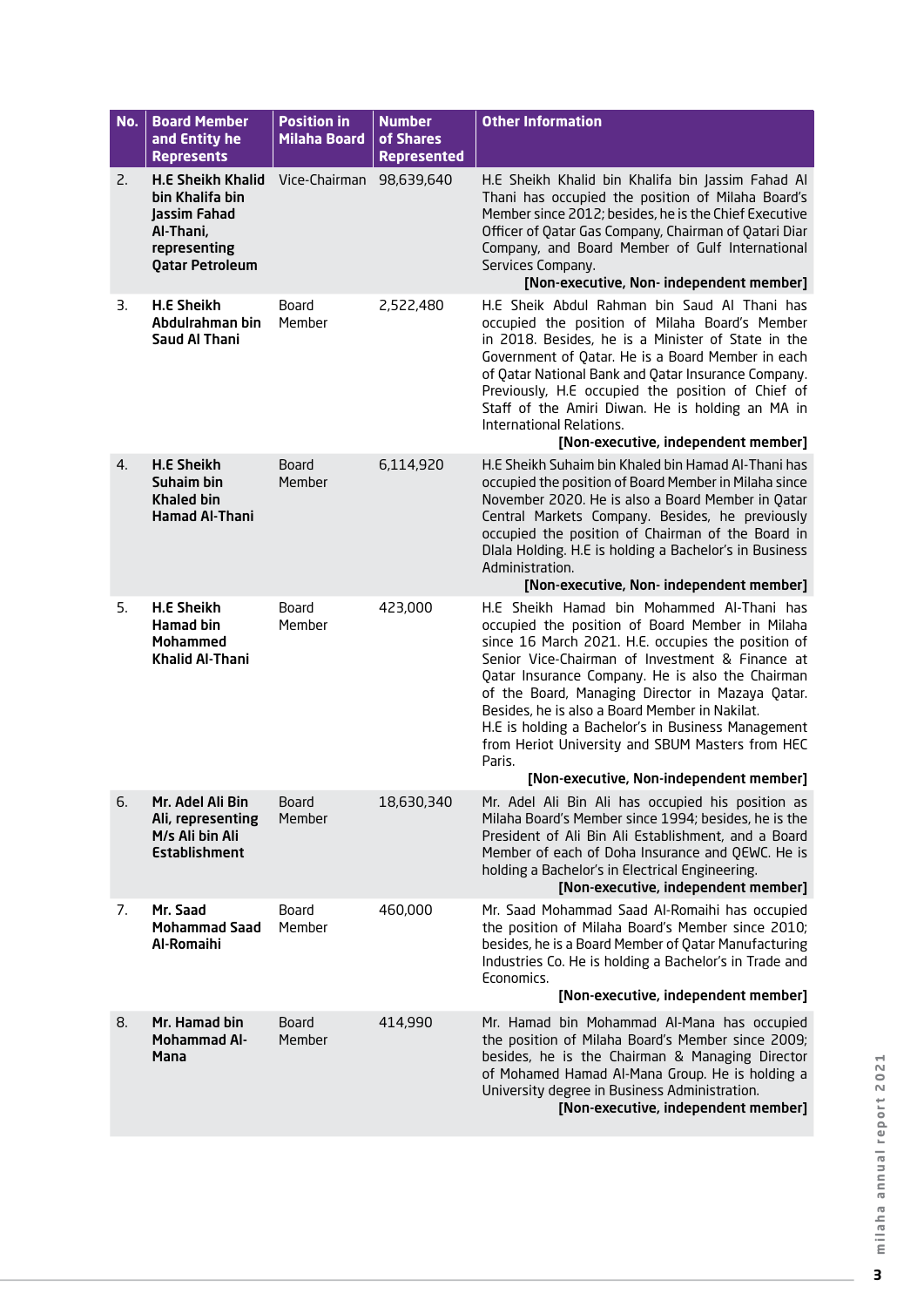| No. | Board Member and Entity he Represents | Position in Milaha Board | Number of Shares Represented | Other Information |
|---|---|---|---|---|
| 2. | **H.E Sheikh Khalid bin Khalifa bin Jassim Fahad Al-Thani, representing Qatar Petroleum** | Vice-Chairman | 98,639,640 | H.E Sheikh Khalid bin Khalifa bin Jassim Fahad Al Thani has occupied the position of Milaha Board's Member since 2012; besides, he is the Chief Executive Officer of Qatar Gas Company, Chairman of Qatari Diar Company, and Board Member of Gulf International Services Company. **[Non-executive, Non- independent member]** |
| 3. | **H.E Sheikh Abdulrahman bin Saud Al Thani** | Board Member | 2,522,480 | H.E Sheik Abdul Rahman bin Saud Al Thani has occupied the position of Milaha Board's Member in 2018. Besides, he is a Minister of State in the Government of Qatar. He is a Board Member in each of Qatar National Bank and Qatar Insurance Company. Previously, H.E occupied the position of Chief of Staff of the Amiri Diwan. He is holding an MA in International Relations. **[Non-executive, independent member]** |
| 4. | **H.E Sheikh Suhaim bin Khaled bin Hamad Al-Thani** | Board Member | 6,114,920 | H.E Sheikh Suhaim bin Khaled bin Hamad Al-Thani has occupied the position of Board Member in Milaha since November 2020. He is also a Board Member in Qatar Central Markets Company. Besides, he previously occupied the position of Chairman of the Board in Dlala Holding. H.E is holding a Bachelor's in Business Administration. **[Non-executive, Non- independent member]** |
| 5. | **H.E Sheikh Hamad bin Mohammed Khalid Al-Thani** | Board Member | 423,000 | H.E Sheikh Hamad bin Mohammed Al-Thani has occupied the position of Board Member in Milaha since 16 March 2021. H.E. occupies the position of Senior Vice-Chairman of Investment & Finance at Qatar Insurance Company. He is also the Chairman of the Board, Managing Director in Mazaya Qatar. Besides, he is also a Board Member in Nakilat. H.E is holding a Bachelor's in Business Management from Heriot University and SBUM Masters from HEC Paris. **[Non-executive, Non-independent member]** |
| 6. | **Mr. Adel Ali Bin Ali, representing M/s Ali bin Ali Establishment** | Board Member | 18,630,340 | Mr. Adel Ali Bin Ali has occupied his position as Milaha Board's Member since 1994; besides, he is the President of Ali Bin Ali Establishment, and a Board Member of each of Doha Insurance and QEWC. He is holding a Bachelor's in Electrical Engineering. **[Non-executive, independent member]** |
| 7. | **Mr. Saad Mohammad Saad Al-Romaihi** | Board Member | 460,000 | Mr. Saad Mohammad Saad Al-Romaihi has occupied the position of Milaha Board's Member since 2010; besides, he is a Board Member of Qatar Manufacturing Industries Co. He is holding a Bachelor's in Trade and Economics. **[Non-executive, independent member]** |
| 8. | **Mr. Hamad bin Mohammad Al-Mana** | Board Member | 414,990 | Mr. Hamad bin Mohammad Al-Mana has occupied the position of Milaha Board's Member since 2009; besides, he is the Chairman & Managing Director of Mohamed Hamad Al-Mana Group. He is holding a University degree in Business Administration. **[Non-executive, independent member]** |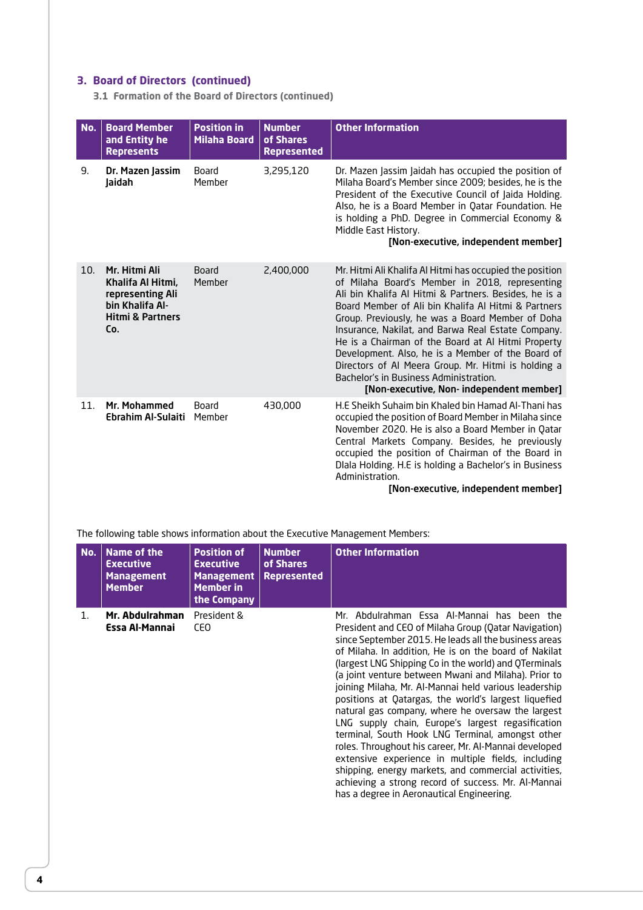## 3. Board of Directors (continued)

### 3.1 Formation of the Board of Directors (continued)

| No. | Board Member and Entity he Represents | Position in Milaha Board | Number of Shares Represented | Other Information |
|---|---|---|---|---|
| 9. | **Dr. Mazen Jassim Jaidah** | Board Member | 3,295,120 | Dr. Mazen Jassim Jaidah has occupied the position of Milaha Board's Member since 2009; besides, he is the President of the Executive Council of Jaida Holding. Also, he is a Board Member in Qatar Foundation. He is holding a PhD. Degree in Commercial Economy & Middle East History. **[Non-executive, independent member]** |
| 10. | **Mr. Hitmi Ali Khalifa Al Hitmi, representing Ali bin Khalifa Al-Hitmi & Partners Co.** | Board Member | 2,400,000 | Mr. Hitmi Ali Khalifa Al Hitmi has occupied the position of Milaha Board's Member in 2018, representing Ali bin Khalifa Al Hitmi & Partners. Besides, he is a Board Member of Ali bin Khalifa Al Hitmi & Partners Group. Previously, he was a Board Member of Doha Insurance, Nakilat, and Barwa Real Estate Company. He is a Chairman of the Board at Al Hitmi Property Development. Also, he is a Member of the Board of Directors of Al Meera Group. Mr. Hitmi is holding a Bachelor's in Business Administration. **[Non-executive, Non- independent member]** |
| 11. | **Mr. Mohammed Ebrahim Al-Sulaiti** | Board Member | 430,000 | H.E Sheikh Suhaim bin Khaled bin Hamad Al-Thani has occupied the position of Board Member in Milaha since November 2020. He is also a Board Member in Qatar Central Markets Company. Besides, he previously occupied the position of Chairman of the Board in Dlala Holding. H.E is holding a Bachelor's in Business Administration. **[Non-executive, independent member]** |

The following table shows information about the Executive Management Members:

| No. | Name of the Executive Management Member | Position of Executive Management Member in the Company | Number of Shares Represented | Other Information |
|---|---|---|---|---|
| 1. | **Mr. Abdulrahman Essa Al-Mannai** | President & CEO | | Mr. Abdulrahman Essa Al-Mannai has been the President and CEO of Milaha Group (Qatar Navigation) since September 2015. He leads all the business areas of Milaha. In addition, He is on the board of Nakilat (largest LNG Shipping Co in the world) and QTerminals (a joint venture between Mwani and Milaha). Prior to joining Milaha, Mr. Al-Mannai held various leadership positions at Qatargas, the world's largest liquefied natural gas company, where he oversaw the largest LNG supply chain, Europe's largest regasification terminal, South Hook LNG Terminal, amongst other roles. Throughout his career, Mr. Al-Mannai developed extensive experience in multiple fields, including shipping, energy markets, and commercial activities, achieving a strong record of success. Mr. Al-Mannai has a degree in Aeronautical Engineering. |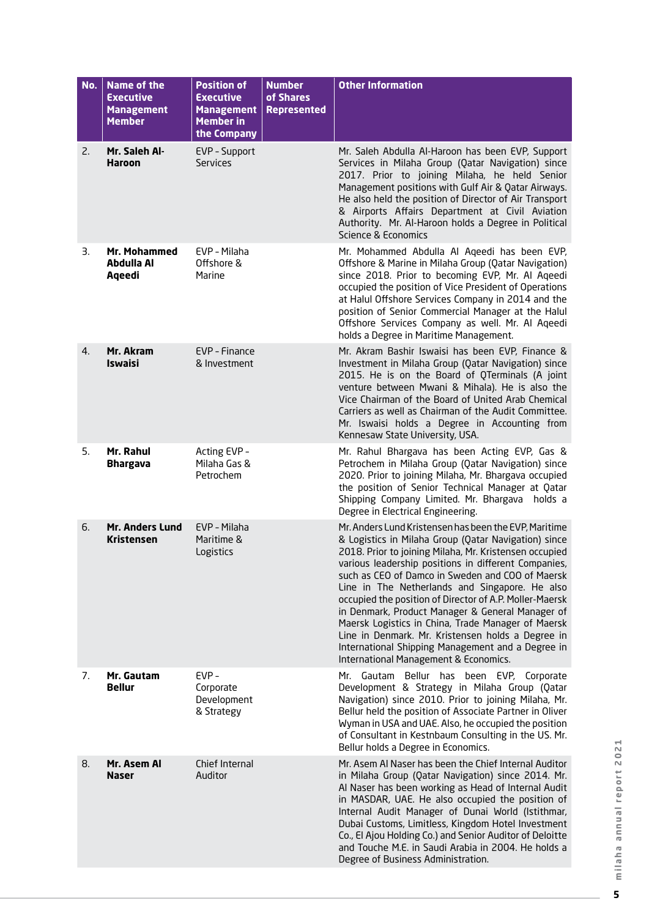| No. | Name of the Executive Management Member | Position of Executive Management Member in the Company | Number of Shares Represented | Other Information |
|---|---|---|---|---|
| 2. | **Mr. Saleh Al-Haroon** | EVP - Support Services | | Mr. Saleh Abdulla Al-Haroon has been EVP, Support Services in Milaha Group (Qatar Navigation) since 2017. Prior to joining Milaha, he held Senior Management positions with Gulf Air & Qatar Airways. He also held the position of Director of Air Transport & Airports Affairs Department at Civil Aviation Authority. Mr. Al-Haroon holds a Degree in Political Science & Economics |
| 3. | **Mr. Mohammed Abdulla Al Aqeedi** | EVP - Milaha Offshore & Marine | | Mr. Mohammed Abdulla Al Aqeedi has been EVP, Offshore & Marine in Milaha Group (Qatar Navigation) since 2018. Prior to becoming EVP, Mr. Al Aqeedi occupied the position of Vice President of Operations at Halul Offshore Services Company in 2014 and the position of Senior Commercial Manager at the Halul Offshore Services Company as well. Mr. Al Aqeedi holds a Degree in Maritime Management. |
| 4. | **Mr. Akram Iswaisi** | EVP - Finance & Investment | | Mr. Akram Bashir Iswaisi has been EVP, Finance & Investment in Milaha Group (Qatar Navigation) since 2015. He is on the Board of QTerminals (A joint venture between Mwani & Mihala). He is also the Vice Chairman of the Board of United Arab Chemical Carriers as well as Chairman of the Audit Committee. Mr. Iswaisi holds a Degree in Accounting from Kennesaw State University, USA. |
| 5. | **Mr. Rahul Bhargava** | Acting EVP - Milaha Gas & Petrochem | | Mr. Rahul Bhargava has been Acting EVP, Gas & Petrochem in Milaha Group (Qatar Navigation) since 2020. Prior to joining Milaha, Mr. Bhargava occupied the position of Senior Technical Manager at Qatar Shipping Company Limited. Mr. Bhargava holds a Degree in Electrical Engineering. |
| 6. | **Mr. Anders Lund Kristensen** | EVP - Milaha Maritime & Logistics | | Mr. Anders Lund Kristensen has been the EVP, Maritime & Logistics in Milaha Group (Qatar Navigation) since 2018. Prior to joining Milaha, Mr. Kristensen occupied various leadership positions in different Companies, such as CEO of Damco in Sweden and COO of Maersk Line in The Netherlands and Singapore. He also occupied the position of Director of A.P. Moller-Maersk in Denmark, Product Manager & General Manager of Maersk Logistics in China, Trade Manager of Maersk Line in Denmark. Mr. Kristensen holds a Degree in International Shipping Management and a Degree in International Management & Economics. |
| 7. | **Mr. Gautam Bellur** | EVP - Corporate Development & Strategy | | Mr. Gautam Bellur has been EVP, Corporate Development & Strategy in Milaha Group (Qatar Navigation) since 2010. Prior to joining Milaha, Mr. Bellur held the position of Associate Partner in Oliver Wyman in USA and UAE. Also, he occupied the position of Consultant in Kestnbaum Consulting in the US. Mr. Bellur holds a Degree in Economics. |
| 8. | **Mr. Asem Al Naser** | Chief Internal Auditor | | Mr. Asem Al Naser has been the Chief Internal Auditor in Milaha Group (Qatar Navigation) since 2014. Mr. Al Naser has been working as Head of Internal Audit in MASDAR, UAE. He also occupied the position of Internal Audit Manager of Dunai World (Istithmar, Dubai Customs, Limitless, Kingdom Hotel Investment Co., El Ajou Holding Co.) and Senior Auditor of Deloitte and Touche M.E. in Saudi Arabia in 2004. He holds a Degree of Business Administration. |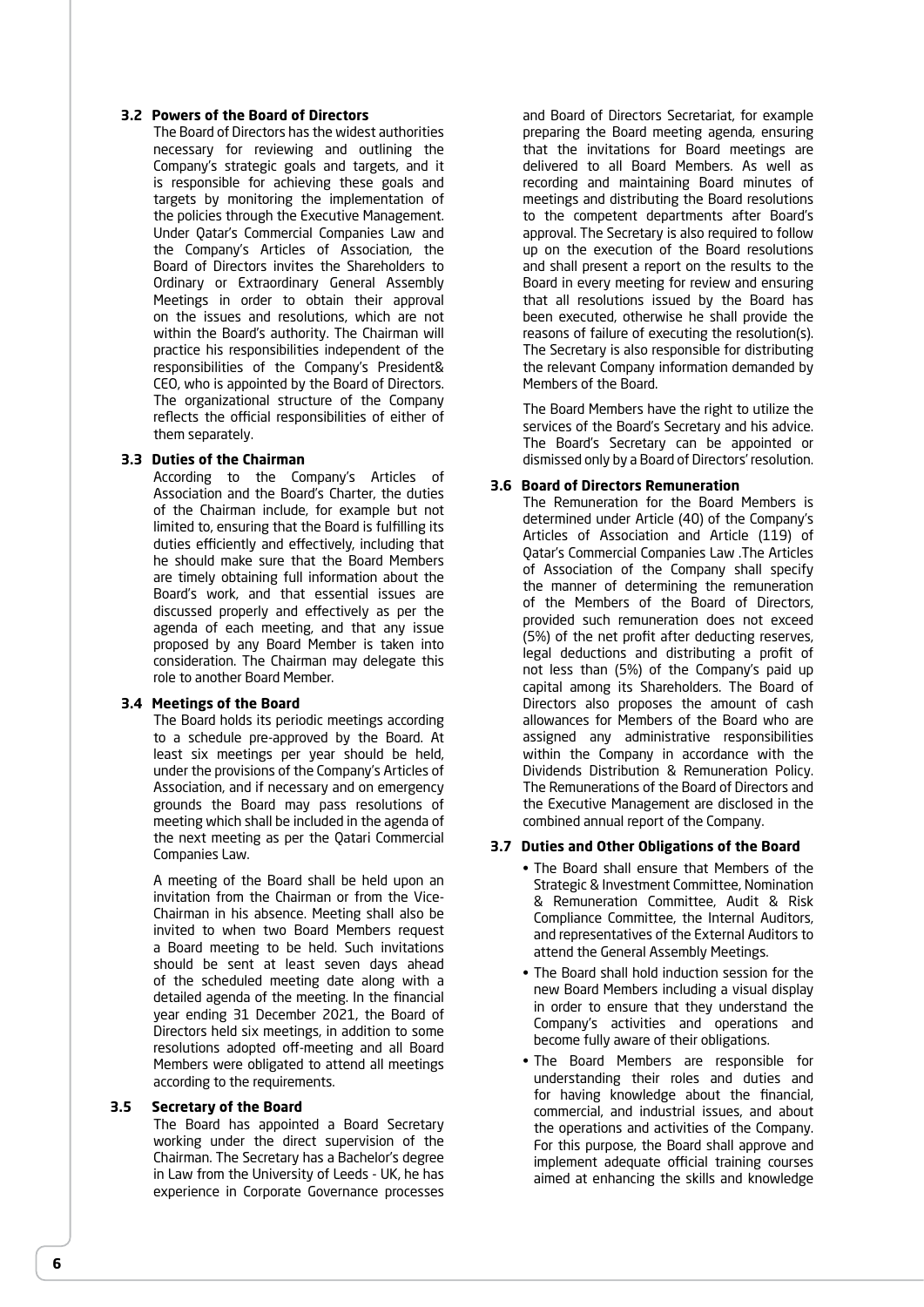### 3.2 Powers of the Board of Directors

The Board of Directors has the widest authorities necessary for reviewing and outlining the Company's strategic goals and targets, and it is responsible for achieving these goals and targets by monitoring the implementation of the policies through the Executive Management. Under Qatar's Commercial Companies Law and the Company's Articles of Association, the Board of Directors invites the Shareholders to Ordinary or Extraordinary General Assembly Meetings in order to obtain their approval on the issues and resolutions, which are not within the Board's authority. The Chairman will practice his responsibilities independent of the responsibilities of the Company's President& CEO, who is appointed by the Board of Directors. The organizational structure of the Company reflects the official responsibilities of either of them separately.

### 3.3 Duties of the Chairman

According to the Company's Articles of Association and the Board's Charter, the duties of the Chairman include, for example but not limited to, ensuring that the Board is fulfilling its duties efficiently and effectively, including that he should make sure that the Board Members are timely obtaining full information about the Board's work, and that essential issues are discussed properly and effectively as per the agenda of each meeting, and that any issue proposed by any Board Member is taken into consideration. The Chairman may delegate this role to another Board Member.

### 3.4 Meetings of the Board

The Board holds its periodic meetings according to a schedule pre-approved by the Board. At least six meetings per year should be held, under the provisions of the Company's Articles of Association, and if necessary and on emergency grounds the Board may pass resolutions of meeting which shall be included in the agenda of the next meeting as per the Qatari Commercial Companies Law.

A meeting of the Board shall be held upon an invitation from the Chairman or from the Vice-Chairman in his absence. Meeting shall also be invited to when two Board Members request a Board meeting to be held. Such invitations should be sent at least seven days ahead of the scheduled meeting date along with a detailed agenda of the meeting. In the financial year ending 31 December 2021, the Board of Directors held six meetings, in addition to some resolutions adopted off-meeting and all Board Members were obligated to attend all meetings according to the requirements.

### 3.5 Secretary of the Board

The Board has appointed a Board Secretary working under the direct supervision of the Chairman. The Secretary has a Bachelor's degree in Law from the University of Leeds - UK, he has experience in Corporate Governance processes and Board of Directors Secretariat, for example preparing the Board meeting agenda, ensuring that the invitations for Board meetings are delivered to all Board Members. As well as recording and maintaining Board minutes of meetings and distributing the Board resolutions to the competent departments after Board's approval. The Secretary is also required to follow up on the execution of the Board resolutions and shall present a report on the results to the Board in every meeting for review and ensuring that all resolutions issued by the Board has been executed, otherwise he shall provide the reasons of failure of executing the resolution(s). The Secretary is also responsible for distributing the relevant Company information demanded by Members of the Board.

The Board Members have the right to utilize the services of the Board's Secretary and his advice. The Board's Secretary can be appointed or dismissed only by a Board of Directors' resolution.

### 3.6 Board of Directors Remuneration

The Remuneration for the Board Members is determined under Article (40) of the Company's Articles of Association and Article (119) of Qatar's Commercial Companies Law .The Articles of Association of the Company shall specify the manner of determining the remuneration of the Members of the Board of Directors, provided such remuneration does not exceed (5%) of the net profit after deducting reserves, legal deductions and distributing a profit of not less than (5%) of the Company's paid up capital among its Shareholders. The Board of Directors also proposes the amount of cash allowances for Members of the Board who are assigned any administrative responsibilities within the Company in accordance with the Dividends Distribution & Remuneration Policy. The Remunerations of the Board of Directors and the Executive Management are disclosed in the combined annual report of the Company.

### 3.7 Duties and Other Obligations of the Board

- The Board shall ensure that Members of the Strategic & Investment Committee, Nomination & Remuneration Committee, Audit & Risk Compliance Committee, the Internal Auditors, and representatives of the External Auditors to attend the General Assembly Meetings.
- The Board shall hold induction session for the new Board Members including a visual display in order to ensure that they understand the Company's activities and operations and become fully aware of their obligations.
- The Board Members are responsible for understanding their roles and duties and for having knowledge about the financial, commercial, and industrial issues, and about the operations and activities of the Company. For this purpose, the Board shall approve and implement adequate official training courses aimed at enhancing the skills and knowledge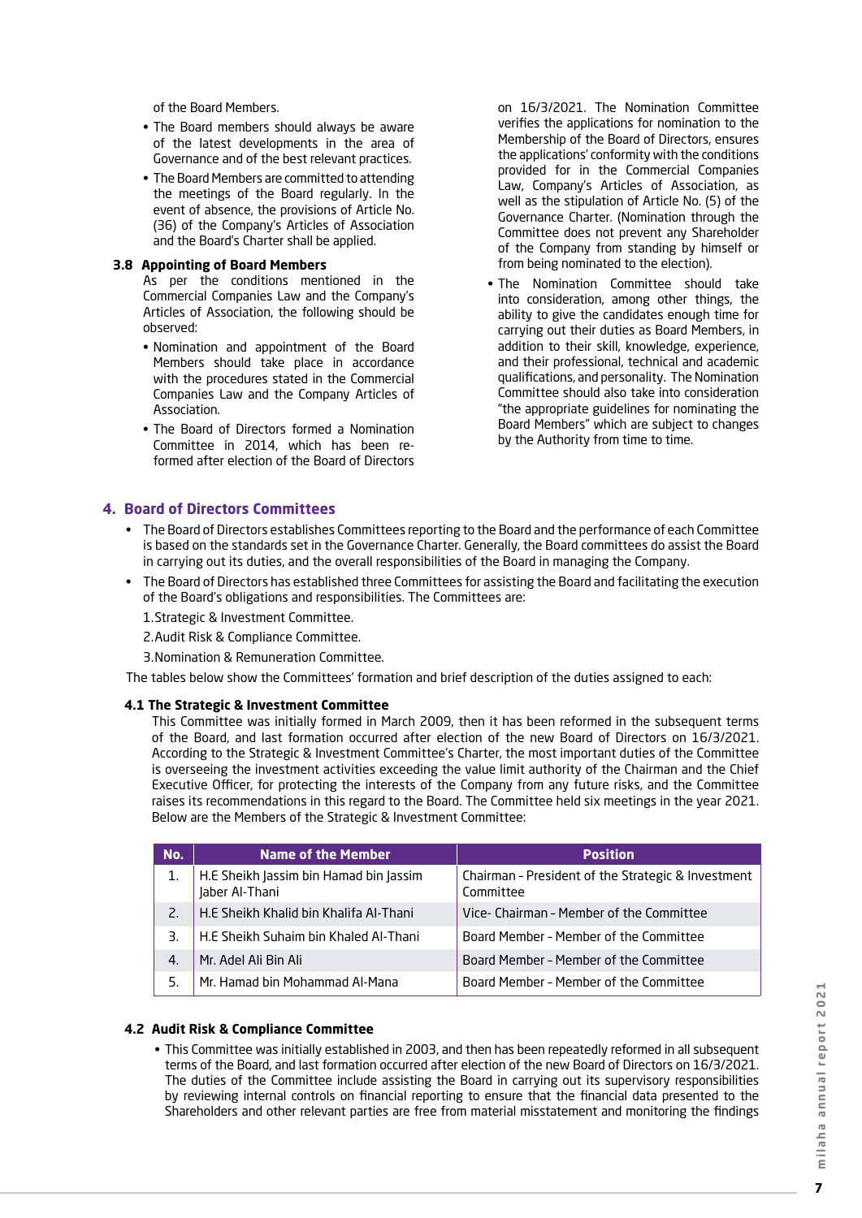of the Board Members.

- The Board members should always be aware of the latest developments in the area of Governance and of the best relevant practices.
- The Board Members are committed to attending the meetings of the Board regularly. In the event of absence, the provisions of Article No. (36) of the Company's Articles of Association and the Board's Charter shall be applied.

### 3.8 Appointing of Board Members

As per the conditions mentioned in the Commercial Companies Law and the Company's Articles of Association, the following should be observed:

- Nomination and appointment of the Board Members should take place in accordance with the procedures stated in the Commercial Companies Law and the Company Articles of Association.
- The Board of Directors formed a Nomination Committee in 2014, which has been re-formed after election of the Board of Directors on 16/3/2021. The Nomination Committee verifies the applications for nomination to the Membership of the Board of Directors, ensures the applications' conformity with the conditions provided for in the Commercial Companies Law, Company's Articles of Association, as well as the stipulation of Article No. (5) of the Governance Charter. (Nomination through the Committee does not prevent any Shareholder of the Company from standing by himself or from being nominated to the election).
- The Nomination Committee should take into consideration, among other things, the ability to give the candidates enough time for carrying out their duties as Board Members, in addition to their skill, knowledge, experience, and their professional, technical and academic qualifications, and personality. The Nomination Committee should also take into consideration "the appropriate guidelines for nominating the Board Members" which are subject to changes by the Authority from time to time.

## 4. Board of Directors Committees

- The Board of Directors establishes Committees reporting to the Board and the performance of each Committee is based on the standards set in the Governance Charter. Generally, the Board committees do assist the Board in carrying out its duties, and the overall responsibilities of the Board in managing the Company.
- The Board of Directors has established three Committees for assisting the Board and facilitating the execution of the Board's obligations and responsibilities. The Committees are:

1. Strategic & Investment Committee.
2. Audit Risk & Compliance Committee.
3. Nomination & Remuneration Committee.

The tables below show the Committees' formation and brief description of the duties assigned to each:

### 4.1 The Strategic & Investment Committee

This Committee was initially formed in March 2009, then it has been reformed in the subsequent terms of the Board, and last formation occurred after election of the new Board of Directors on 16/3/2021. According to the Strategic & Investment Committee's Charter, the most important duties of the Committee is overseeing the investment activities exceeding the value limit authority of the Chairman and the Chief Executive Officer, for protecting the interests of the Company from any future risks, and the Committee raises its recommendations in this regard to the Board. The Committee held six meetings in the year 2021. Below are the Members of the Strategic & Investment Committee:

| No. | Name of the Member | Position |
|---|---|---|
| 1. | H.E Sheikh Jassim bin Hamad bin Jassim Jaber Al-Thani | Chairman - President of the Strategic & Investment Committee |
| 2. | H.E Sheikh Khalid bin Khalifa Al-Thani | Vice- Chairman - Member of the Committee |
| 3. | H.E Sheikh Suhaim bin Khaled Al-Thani | Board Member - Member of the Committee |
| 4. | Mr. Adel Ali Bin Ali | Board Member - Member of the Committee |
| 5. | Mr. Hamad bin Mohammad Al-Mana | Board Member - Member of the Committee |

### 4.2 Audit Risk & Compliance Committee

- This Committee was initially established in 2003, and then has been repeatedly reformed in all subsequent terms of the Board, and last formation occurred after election of the new Board of Directors on 16/3/2021. The duties of the Committee include assisting the Board in carrying out its supervisory responsibilities by reviewing internal controls on financial reporting to ensure that the financial data presented to the Shareholders and other relevant parties are free from material misstatement and monitoring the findings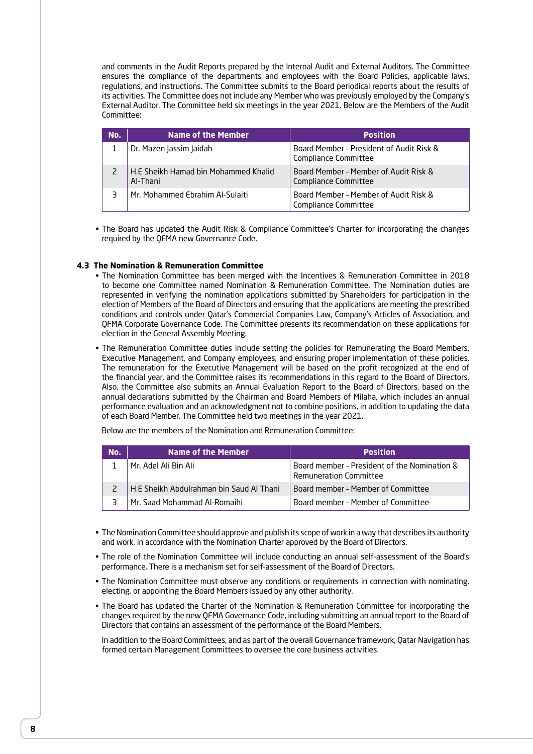and comments in the Audit Reports prepared by the Internal Audit and External Auditors. The Committee ensures the compliance of the departments and employees with the Board Policies, applicable laws, regulations, and instructions. The Committee submits to the Board periodical reports about the results of its activities. The Committee does not include any Member who was previously employed by the Company's External Auditor. The Committee held six meetings in the year 2021. Below are the Members of the Audit Committee:

| No. | Name of the Member | Position |
|---|---|---|
| 1 | Dr. Mazen Jassim Jaidah | Board Member - President of Audit Risk & Compliance Committee |
| 2 | H.E Sheikh Hamad bin Mohammed Khalid Al-Thani | Board Member - Member of Audit Risk & Compliance Committee |
| 3 | Mr. Mohammed Ebrahim Al-Sulaiti | Board Member - Member of Audit Risk & Compliance Committee |

- The Board has updated the Audit Risk & Compliance Committee's Charter for incorporating the changes required by the QFMA new Governance Code.

### 4.3 The Nomination & Remuneration Committee

- The Nomination Committee has been merged with the Incentives & Remuneration Committee in 2018 to become one Committee named Nomination & Remuneration Committee. The Nomination duties are represented in verifying the nomination applications submitted by Shareholders for participation in the election of Members of the Board of Directors and ensuring that the applications are meeting the prescribed conditions and controls under Qatar's Commercial Companies Law, Company's Articles of Association, and QFMA Corporate Governance Code. The Committee presents its recommendation on these applications for election in the General Assembly Meeting.
- The Remuneration Committee duties include setting the policies for Remunerating the Board Members, Executive Management, and Company employees, and ensuring proper implementation of these policies. The remuneration for the Executive Management will be based on the profit recognized at the end of the financial year, and the Committee raises its recommendations in this regard to the Board of Directors. Also, the Committee also submits an Annual Evaluation Report to the Board of Directors, based on the annual declarations submitted by the Chairman and Board Members of Milaha, which includes an annual performance evaluation and an acknowledgment not to combine positions, in addition to updating the data of each Board Member. The Committee held two meetings in the year 2021.

  Below are the members of the Nomination and Remuneration Committee:

| No. | Name of the Member | Position |
|---|---|---|
| 1 | Mr. Adel Ali Bin Ali | Board member - President of the Nomination & Remuneration Committee |
| 2 | H.E Sheikh Abdulrahman bin Saud Al Thani | Board member - Member of Committee |
| 3 | Mr. Saad Mohammad Al-Romaihi | Board member - Member of Committee |

- The Nomination Committee should approve and publish its scope of work in a way that describes its authority and work, in accordance with the Nomination Charter approved by the Board of Directors.
- The role of the Nomination Committee will include conducting an annual self-assessment of the Board's performance. There is a mechanism set for self-assessment of the Board of Directors.
- The Nomination Committee must observe any conditions or requirements in connection with nominating, electing, or appointing the Board Members issued by any other authority.
- The Board has updated the Charter of the Nomination & Remuneration Committee for incorporating the changes required by the new QFMA Governance Code, including submitting an annual report to the Board of Directors that contains an assessment of the performance of the Board Members.

  In addition to the Board Committees, and as part of the overall Governance framework, Qatar Navigation has formed certain Management Committees to oversee the core business activities.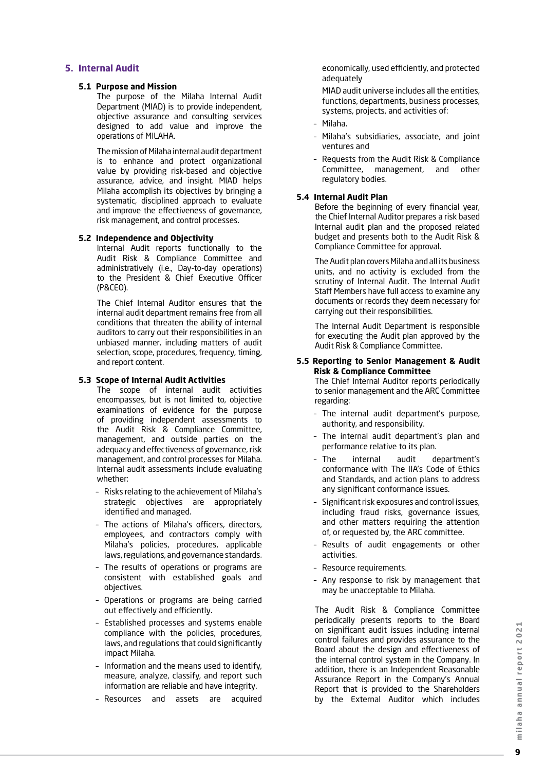## 5. Internal Audit

### 5.1 Purpose and Mission

The purpose of the Milaha Internal Audit Department (MIAD) is to provide independent, objective assurance and consulting services designed to add value and improve the operations of MILAHA.

The mission of Milaha internal audit department is to enhance and protect organizational value by providing risk-based and objective assurance, advice, and insight. MIAD helps Milaha accomplish its objectives by bringing a systematic, disciplined approach to evaluate and improve the effectiveness of governance, risk management, and control processes.

### 5.2 Independence and Objectivity

Internal Audit reports functionally to the Audit Risk & Compliance Committee and administratively (i.e., Day-to-day operations) to the President & Chief Executive Officer (P&CEO).

The Chief Internal Auditor ensures that the internal audit department remains free from all conditions that threaten the ability of internal auditors to carry out their responsibilities in an unbiased manner, including matters of audit selection, scope, procedures, frequency, timing, and report content.

### 5.3 Scope of Internal Audit Activities

The scope of internal audit activities encompasses, but is not limited to, objective examinations of evidence for the purpose of providing independent assessments to the Audit Risk & Compliance Committee, management, and outside parties on the adequacy and effectiveness of governance, risk management, and control processes for Milaha. Internal audit assessments include evaluating whether:

- Risks relating to the achievement of Milaha's strategic objectives are appropriately identified and managed.
- The actions of Milaha's officers, directors, employees, and contractors comply with Milaha's policies, procedures, applicable laws, regulations, and governance standards.
- The results of operations or programs are consistent with established goals and objectives.
- Operations or programs are being carried out effectively and efficiently.
- Established processes and systems enable compliance with the policies, procedures, laws, and regulations that could significantly impact Milaha.
- Information and the means used to identify, measure, analyze, classify, and report such information are reliable and have integrity.
- Resources and assets are acquired economically, used efficiently, and protected adequately

MIAD audit universe includes all the entities, functions, departments, business processes, systems, projects, and activities of:

- Milaha.
- Milaha's subsidiaries, associate, and joint ventures and
- Requests from the Audit Risk & Compliance Committee, management, and other regulatory bodies.

### 5.4 Internal Audit Plan

Before the beginning of every financial year, the Chief Internal Auditor prepares a risk based Internal audit plan and the proposed related budget and presents both to the Audit Risk & Compliance Committee for approval.

The Audit plan covers Milaha and all its business units, and no activity is excluded from the scrutiny of Internal Audit. The Internal Audit Staff Members have full access to examine any documents or records they deem necessary for carrying out their responsibilities.

The Internal Audit Department is responsible for executing the Audit plan approved by the Audit Risk & Compliance Committee.

### 5.5 Reporting to Senior Management & Audit Risk & Compliance Committee

The Chief Internal Auditor reports periodically to senior management and the ARC Committee regarding:

- The internal audit department's purpose, authority, and responsibility.
- The internal audit department's plan and performance relative to its plan.
- The internal audit department's conformance with The IIA's Code of Ethics and Standards, and action plans to address any significant conformance issues.
- Significant risk exposures and control issues, including fraud risks, governance issues, and other matters requiring the attention of, or requested by, the ARC committee.
- Results of audit engagements or other activities.
- Resource requirements.
- Any response to risk by management that may be unacceptable to Milaha.

The Audit Risk & Compliance Committee periodically presents reports to the Board on significant audit issues including internal control failures and provides assurance to the Board about the design and effectiveness of the internal control system in the Company. In addition, there is an Independent Reasonable Assurance Report in the Company's Annual Report that is provided to the Shareholders by the External Auditor which includes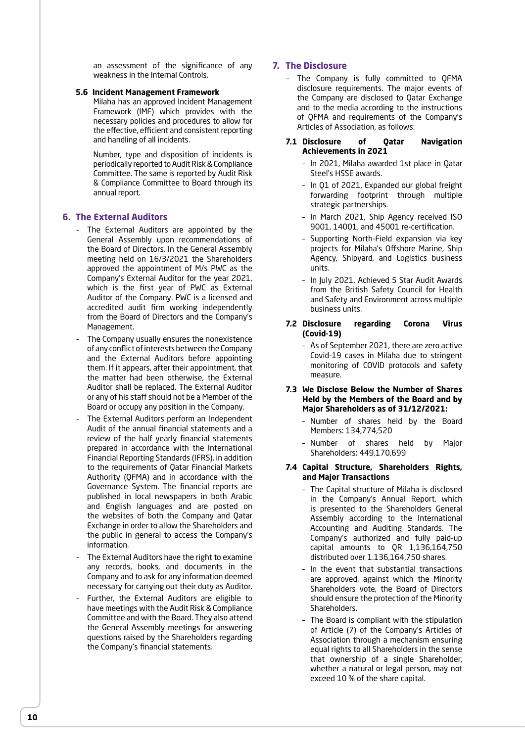an assessment of the significance of any weakness in the Internal Controls.

### 5.6 Incident Management Framework

Milaha has an approved Incident Management Framework (IMF) which provides with the necessary policies and procedures to allow for the effective, efficient and consistent reporting and handling of all incidents.

Number, type and disposition of incidents is periodically reported to Audit Risk & Compliance Committee. The same is reported by Audit Risk & Compliance Committee to Board through its annual report.

## 6. The External Auditors

- The External Auditors are appointed by the General Assembly upon recommendations of the Board of Directors. In the General Assembly meeting held on 16/3/2021 the Shareholders approved the appointment of M/s PWC as the Company's External Auditor for the year 2021, which is the first year of PWC as External Auditor of the Company. PWC is a licensed and accredited audit firm working independently from the Board of Directors and the Company's Management.
- The Company usually ensures the nonexistence of any conflict of interests between the Company and the External Auditors before appointing them. If it appears, after their appointment, that the matter had been otherwise, the External Auditor shall be replaced. The External Auditor or any of his staff should not be a Member of the Board or occupy any position in the Company.
- The External Auditors perform an Independent Audit of the annual financial statements and a review of the half yearly financial statements prepared in accordance with the International Financial Reporting Standards (IFRS), in addition to the requirements of Qatar Financial Markets Authority (QFMA) and in accordance with the Governance System. The financial reports are published in local newspapers in both Arabic and English languages and are posted on the websites of both the Company and Qatar Exchange in order to allow the Shareholders and the public in general to access the Company's information.
- The External Auditors have the right to examine any records, books, and documents in the Company and to ask for any information deemed necessary for carrying out their duty as Auditor.
- Further, the External Auditors are eligible to have meetings with the Audit Risk & Compliance Committee and with the Board. They also attend the General Assembly meetings for answering questions raised by the Shareholders regarding the Company's financial statements.

## 7. The Disclosure

- The Company is fully committed to QFMA disclosure requirements. The major events of the Company are disclosed to Qatar Exchange and to the media according to the instructions of QFMA and requirements of the Company's Articles of Association, as follows:

### 7.1 Disclosure of Qatar Navigation Achievements in 2021

- In 2021, Milaha awarded 1st place in Qatar Steel's HSSE awards.
- In Q1 of 2021, Expanded our global freight forwarding footprint through multiple strategic partnerships.
- In March 2021, Ship Agency received ISO 9001, 14001, and 45001 re-certification.
- Supporting North-Field expansion via key projects for Milaha's Offshore Marine, Ship Agency, Shipyard, and Logistics business units.
- In July 2021, Achieved 5 Star Audit Awards from the British Safety Council for Health and Safety and Environment across multiple business units.

### 7.2 Disclosure regarding Corona Virus (Covid-19)

- As of September 2021, there are zero active Covid-19 cases in Milaha due to stringent monitoring of COVID protocols and safety measure.

### 7.3 We Disclose Below the Number of Shares Held by the Members of the Board and by Major Shareholders as of 31/12/2021:

- Number of shares held by the Board Members: 134,774,520
- Number of shares held by Major Shareholders: 449,170,699

### 7.4 Capital Structure, Shareholders Rights, and Major Transactions

- The Capital structure of Milaha is disclosed in the Company's Annual Report, which is presented to the Shareholders General Assembly according to the International Accounting and Auditing Standards. The Company's authorized and fully paid-up capital amounts to QR 1,136,164,750 distributed over 1.136,164,750 shares.
- In the event that substantial transactions are approved, against which the Minority Shareholders vote, the Board of Directors should ensure the protection of the Minority Shareholders.
- The Board is compliant with the stipulation of Article (7) of the Company's Articles of Association through a mechanism ensuring equal rights to all Shareholders in the sense that ownership of a single Shareholder, whether a natural or legal person, may not exceed 10 % of the share capital.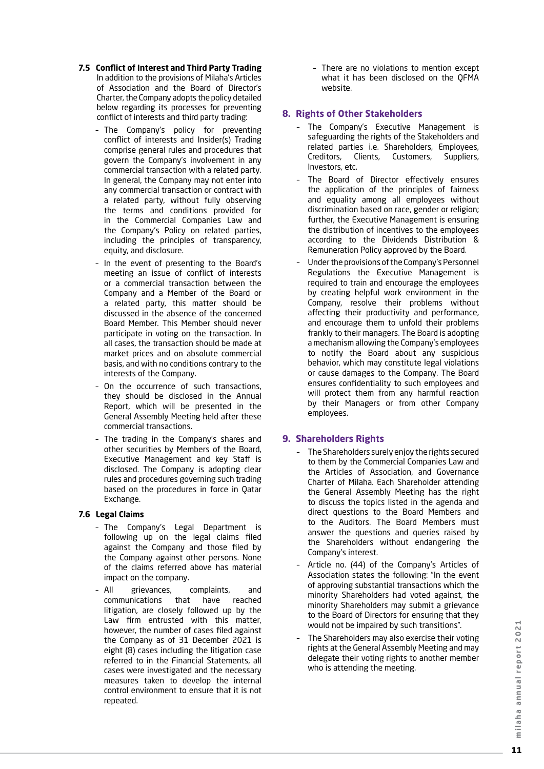### 7.5 Conflict of Interest and Third Party Trading

In addition to the provisions of Milaha's Articles of Association and the Board of Director's Charter, the Company adopts the policy detailed below regarding its processes for preventing conflict of interests and third party trading:

- The Company's policy for preventing conflict of interests and Insider(s) Trading comprise general rules and procedures that govern the Company's involvement in any commercial transaction with a related party. In general, the Company may not enter into any commercial transaction or contract with a related party, without fully observing the terms and conditions provided for in the Commercial Companies Law and the Company's Policy on related parties, including the principles of transparency, equity, and disclosure.
- In the event of presenting to the Board's meeting an issue of conflict of interests or a commercial transaction between the Company and a Member of the Board or a related party, this matter should be discussed in the absence of the concerned Board Member. This Member should never participate in voting on the transaction. In all cases, the transaction should be made at market prices and on absolute commercial basis, and with no conditions contrary to the interests of the Company.
- On the occurrence of such transactions, they should be disclosed in the Annual Report, which will be presented in the General Assembly Meeting held after these commercial transactions.
- The trading in the Company's shares and other securities by Members of the Board, Executive Management and key Staff is disclosed. The Company is adopting clear rules and procedures governing such trading based on the procedures in force in Qatar Exchange.

### 7.6 Legal Claims

- The Company's Legal Department is following up on the legal claims filed against the Company and those filed by the Company against other persons. None of the claims referred above has material impact on the company.
- All grievances, complaints, and communications that have reached litigation, are closely followed up by the Law firm entrusted with this matter, however, the number of cases filed against the Company as of 31 December 2021 is eight (8) cases including the litigation case referred to in the Financial Statements, all cases were investigated and the necessary measures taken to develop the internal control environment to ensure that it is not repeated.
- There are no violations to mention except what it has been disclosed on the QFMA website.

## 8. Rights of Other Stakeholders

- The Company's Executive Management is safeguarding the rights of the Stakeholders and related parties i.e. Shareholders, Employees, Creditors, Clients, Customers, Suppliers, Investors, etc.
- The Board of Director effectively ensures the application of the principles of fairness and equality among all employees without discrimination based on race, gender or religion; further, the Executive Management is ensuring the distribution of incentives to the employees according to the Dividends Distribution & Remuneration Policy approved by the Board.
- Under the provisions of the Company's Personnel Regulations the Executive Management is required to train and encourage the employees by creating helpful work environment in the Company, resolve their problems without affecting their productivity and performance, and encourage them to unfold their problems frankly to their managers. The Board is adopting a mechanism allowing the Company's employees to notify the Board about any suspicious behavior, which may constitute legal violations or cause damages to the Company. The Board ensures confidentiality to such employees and will protect them from any harmful reaction by their Managers or from other Company employees.

## 9. Shareholders Rights

- The Shareholders surely enjoy the rights secured to them by the Commercial Companies Law and the Articles of Association, and Governance Charter of Milaha. Each Shareholder attending the General Assembly Meeting has the right to discuss the topics listed in the agenda and direct questions to the Board Members and to the Auditors. The Board Members must answer the questions and queries raised by the Shareholders without endangering the Company's interest.
- Article no. (44) of the Company's Articles of Association states the following: "In the event of approving substantial transactions which the minority Shareholders had voted against, the minority Shareholders may submit a grievance to the Board of Directors for ensuring that they would not be impaired by such transitions".
- The Shareholders may also exercise their voting rights at the General Assembly Meeting and may delegate their voting rights to another member who is attending the meeting.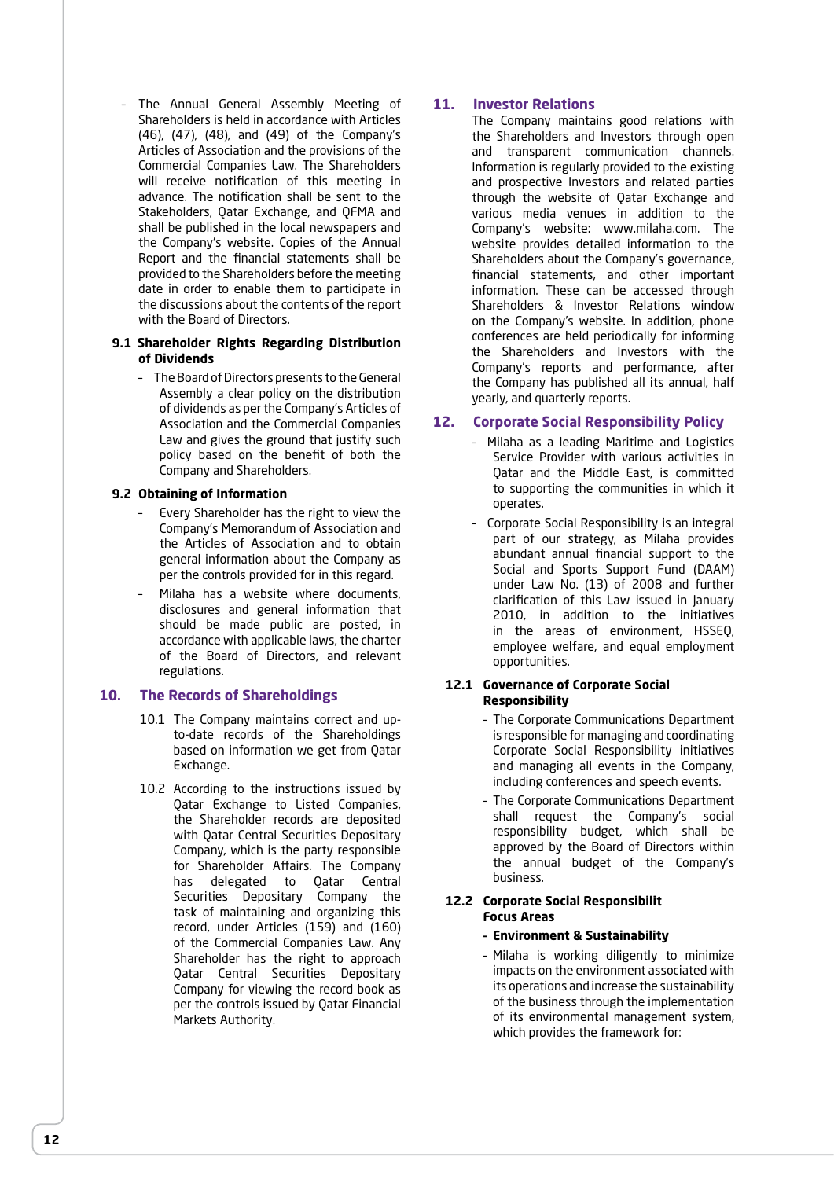- The Annual General Assembly Meeting of Shareholders is held in accordance with Articles (46), (47), (48), and (49) of the Company's Articles of Association and the provisions of the Commercial Companies Law. The Shareholders will receive notification of this meeting in advance. The notification shall be sent to the Stakeholders, Qatar Exchange, and QFMA and shall be published in the local newspapers and the Company's website. Copies of the Annual Report and the financial statements shall be provided to the Shareholders before the meeting date in order to enable them to participate in the discussions about the contents of the report with the Board of Directors.

### 9.1 Shareholder Rights Regarding Distribution of Dividends

- The Board of Directors presents to the General Assembly a clear policy on the distribution of dividends as per the Company's Articles of Association and the Commercial Companies Law and gives the ground that justify such policy based on the benefit of both the Company and Shareholders.

### 9.2 Obtaining of Information

- Every Shareholder has the right to view the Company's Memorandum of Association and the Articles of Association and to obtain general information about the Company as per the controls provided for in this regard.
- Milaha has a website where documents, disclosures and general information that should be made public are posted, in accordance with applicable laws, the charter of the Board of Directors, and relevant regulations.

## 10. The Records of Shareholdings

10.1 The Company maintains correct and up-to-date records of the Shareholdings based on information we get from Qatar Exchange.

10.2 According to the instructions issued by Qatar Exchange to Listed Companies, the Shareholder records are deposited with Qatar Central Securities Depositary Company, which is the party responsible for Shareholder Affairs. The Company has delegated to Qatar Central Securities Depositary Company the task of maintaining and organizing this record, under Articles (159) and (160) of the Commercial Companies Law. Any Shareholder has the right to approach Qatar Central Securities Depositary Company for viewing the record book as per the controls issued by Qatar Financial Markets Authority.

## 11. Investor Relations

The Company maintains good relations with the Shareholders and Investors through open and transparent communication channels. Information is regularly provided to the existing and prospective Investors and related parties through the website of Qatar Exchange and various media venues in addition to the Company's website: www.milaha.com. The website provides detailed information to the Shareholders about the Company's governance, financial statements, and other important information. These can be accessed through Shareholders & Investor Relations window on the Company's website. In addition, phone conferences are held periodically for informing the Shareholders and Investors with the Company's reports and performance, after the Company has published all its annual, half yearly, and quarterly reports.

## 12. Corporate Social Responsibility Policy

- Milaha as a leading Maritime and Logistics Service Provider with various activities in Qatar and the Middle East, is committed to supporting the communities in which it operates.
- Corporate Social Responsibility is an integral part of our strategy, as Milaha provides abundant annual financial support to the Social and Sports Support Fund (DAAM) under Law No. (13) of 2008 and further clarification of this Law issued in January 2010, in addition to the initiatives in the areas of environment, HSSEQ, employee welfare, and equal employment opportunities.

### 12.1 Governance of Corporate Social Responsibility

- The Corporate Communications Department is responsible for managing and coordinating Corporate Social Responsibility initiatives and managing all events in the Company, including conferences and speech events.
- The Corporate Communications Department shall request the Company's social responsibility budget, which shall be approved by the Board of Directors within the annual budget of the Company's business.

### 12.2 Corporate Social Responsibilit Focus Areas

**- Environment & Sustainability**

- Milaha is working diligently to minimize impacts on the environment associated with its operations and increase the sustainability of the business through the implementation of its environmental management system, which provides the framework for: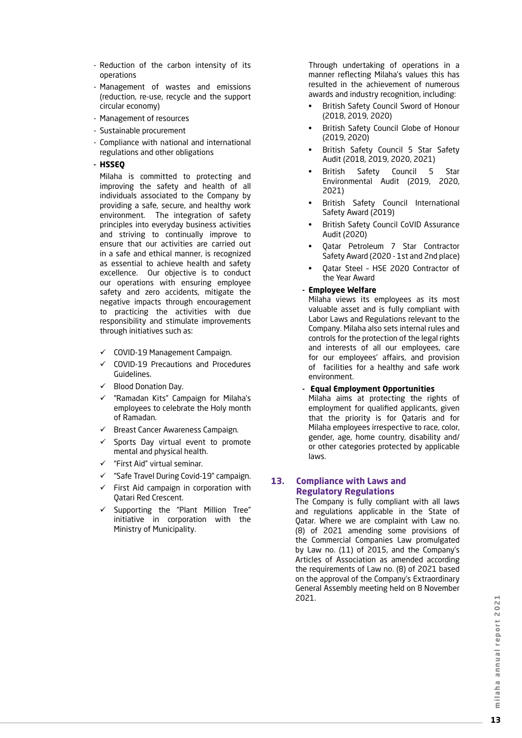- Reduction of the carbon intensity of its operations
- Management of wastes and emissions (reduction, re-use, recycle and the support circular economy)
- Management of resources
- Sustainable procurement
- Compliance with national and international regulations and other obligations
- **HSSEQ**

  Milaha is committed to protecting and improving the safety and health of all individuals associated to the Company by providing a safe, secure, and healthy work environment. The integration of safety principles into everyday business activities and striving to continually improve to ensure that our activities are carried out in a safe and ethical manner, is recognized as essential to achieve health and safety excellence. Our objective is to conduct our operations with ensuring employee safety and zero accidents, mitigate the negative impacts through encouragement to practicing the activities with due responsibility and stimulate improvements through initiatives such as:

  - ✓ COVID-19 Management Campaign.
  - ✓ COVID-19 Precautions and Procedures Guidelines.
  - ✓ Blood Donation Day.
  - ✓ "Ramadan Kits" Campaign for Milaha's employees to celebrate the Holy month of Ramadan.
  - ✓ Breast Cancer Awareness Campaign.
  - ✓ Sports Day virtual event to promote mental and physical health.
  - ✓ "First Aid" virtual seminar.
  - ✓ "Safe Travel During Covid-19" campaign.
  - ✓ First Aid campaign in corporation with Qatari Red Crescent.
  - ✓ Supporting the "Plant Million Tree" initiative in corporation with the Ministry of Municipality.

  Through undertaking of operations in a manner reflecting Milaha's values this has resulted in the achievement of numerous awards and industry recognition, including:

  - British Safety Council Sword of Honour (2018, 2019, 2020)
  - British Safety Council Globe of Honour (2019, 2020)
  - British Safety Council 5 Star Safety Audit (2018, 2019, 2020, 2021)
  - British Safety Council 5 Star Environmental Audit (2019, 2020, 2021)
  - British Safety Council International Safety Award (2019)
  - British Safety Council CoVID Assurance Audit (2020)
  - Qatar Petroleum 7 Star Contractor Safety Award (2020 - 1st and 2nd place)
  - Qatar Steel – HSE 2020 Contractor of the Year Award
- **Employee Welfare**

  Milaha views its employees as its most valuable asset and is fully compliant with Labor Laws and Regulations relevant to the Company. Milaha also sets internal rules and controls for the protection of the legal rights and interests of all our employees, care for our employees' affairs, and provision of facilities for a healthy and safe work environment.
- **Equal Employment Opportunities**

  Milaha aims at protecting the rights of employment for qualified applicants, given that the priority is for Qataris and for Milaha employees irrespective to race, color, gender, age, home country, disability and/or other categories protected by applicable laws.

## 13. Compliance with Laws and Regulatory Regulations

The Company is fully compliant with all laws and regulations applicable in the State of Qatar. Where we are complaint with Law no. (8) of 2021 amending some provisions of the Commercial Companies Law promulgated by Law no. (11) of 2015, and the Company's Articles of Association as amended according the requirements of Law no. (8) of 2021 based on the approval of the Company's Extraordinary General Assembly meeting held on 8 November 2021.